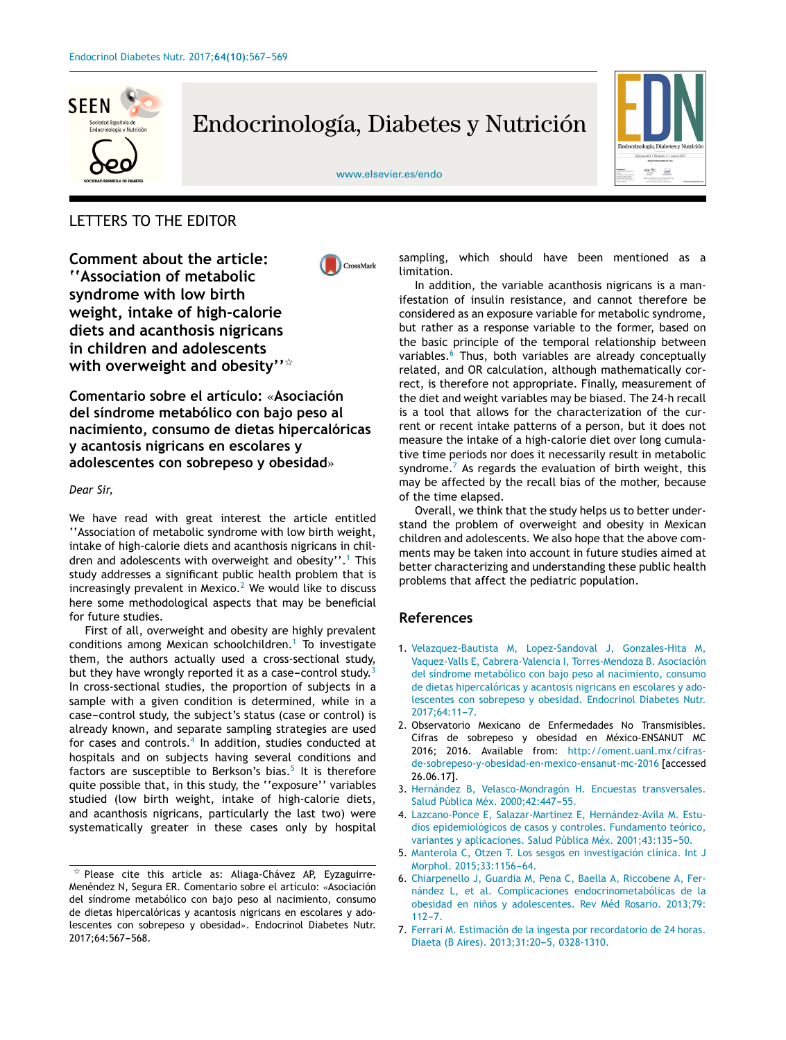LETTERS TO THE EDITOR

# Comment about the article: ''Association of metabolic syndrome with low birth weight, intake of high-calorie diets and acanthosis nigricans in children and adolescents with overweight and obesity''[☆]

## Comentario sobre el artículo: «Asociación del síndrome metabólico con bajo peso al nacimiento, consumo de dietas hipercalóricas y acantosis nigricans en escolares y adolescentes con sobrepeso y obesidad»

*Dear Sir,*

We have read with great interest the article entitled ''Association of metabolic syndrome with low birth weight, intake of high-calorie diets and acanthosis nigricans in children and adolescents with overweight and obesity''.[1] This study addresses a significant public health problem that is increasingly prevalent in Mexico.[2] We would like to discuss here some methodological aspects that may be beneficial for future studies.

First of all, overweight and obesity are highly prevalent conditions among Mexican schoolchildren.[1] To investigate them, the authors actually used a cross-sectional study, but they have wrongly reported it as a case–control study.[3] In cross-sectional studies, the proportion of subjects in a sample with a given condition is determined, while in a case–control study, the subject's status (case or control) is already known, and separate sampling strategies are used for cases and controls.[4] In addition, studies conducted at hospitals and on subjects having several conditions and factors are susceptible to Berkson's bias.[5] It is therefore quite possible that, in this study, the ''exposure'' variables studied (low birth weight, intake of high-calorie diets, and acanthosis nigricans, particularly the last two) were systematically greater in these cases only by hospital sampling, which should have been mentioned as a limitation.

In addition, the variable acanthosis nigricans is a manifestation of insulin resistance, and cannot therefore be considered as an exposure variable for metabolic syndrome, but rather as a response variable to the former, based on the basic principle of the temporal relationship between variables.[6] Thus, both variables are already conceptually related, and OR calculation, although mathematically correct, is therefore not appropriate. Finally, measurement of the diet and weight variables may be biased. The 24-h recall is a tool that allows for the characterization of the current or recent intake patterns of a person, but it does not measure the intake of a high-calorie diet over long cumulative time periods nor does it necessarily result in metabolic syndrome.[7] As regards the evaluation of birth weight, this may be affected by the recall bias of the mother, because of the time elapsed.

Overall, we think that the study helps us to better understand the problem of overweight and obesity in Mexican children and adolescents. We also hope that the above comments may be taken into account in future studies aimed at better characterizing and understanding these public health problems that affect the pediatric population.

## References

1. Velazquez-Bautista M, Lopez-Sandoval J, Gonzales-Hita M, Vaquez-Valls E, Cabrera-Valencia I, Torres-Mendoza B. Asociación del síndrome metabólico con bajo peso al nacimiento, consumo de dietas hipercalóricas y acantosis nigricans en escolares y adolescentes con sobrepeso y obesidad. Endocrinol Diabetes Nutr. 2017;64:11–7.
2. Observatorio Mexicano de Enfermedades No Transmisibles. Cifras de sobrepeso y obesidad en México-ENSANUT MC 2016; 2016. Available from: http://oment.uanl.mx/cifras-de-sobrepeso-y-obesidad-en-mexico-ensanut-mc-2016 [accessed 26.06.17].
3. Hernández B, Velasco-Mondragón H. Encuestas transversales. Salud Pública Méx. 2000;42:447–55.
4. Lazcano-Ponce E, Salazar-Martinez E, Hernández-Avila M. Estudios epidemiológicos de casos y controles. Fundamento teórico, variantes y aplicaciones. Salud Pública Méx. 2001;43:135–50.
5. Manterola C, Otzen T. Los sesgos en investigación clínica. Int J Morphol. 2015;33:1156–64.
6. Chiarpenello J, Guardia M, Pena C, Baella A, Riccobene A, Fernández L, et al. Complicaciones endocrinometabólicas de la obesidad en niños y adolescentes. Rev Méd Rosario. 2013;79:112–7.
7. Ferrari M. Estimación de la ingesta por recordatorio de 24 horas. Diaeta (B Aires). 2013;31:20–5, 0328-1310.

[☆] Please cite this article as: Aliaga-Chávez AP, Eyzaguirre-Menéndez N, Segura ER. Comentario sobre el artículo: «Asociación del síndrome metabólico con bajo peso al nacimiento, consumo de dietas hipercalóricas y acantosis nigricans en escolares y adolescentes con sobrepeso y obesidad». Endocrinol Diabetes Nutr. 2017;64:567–568.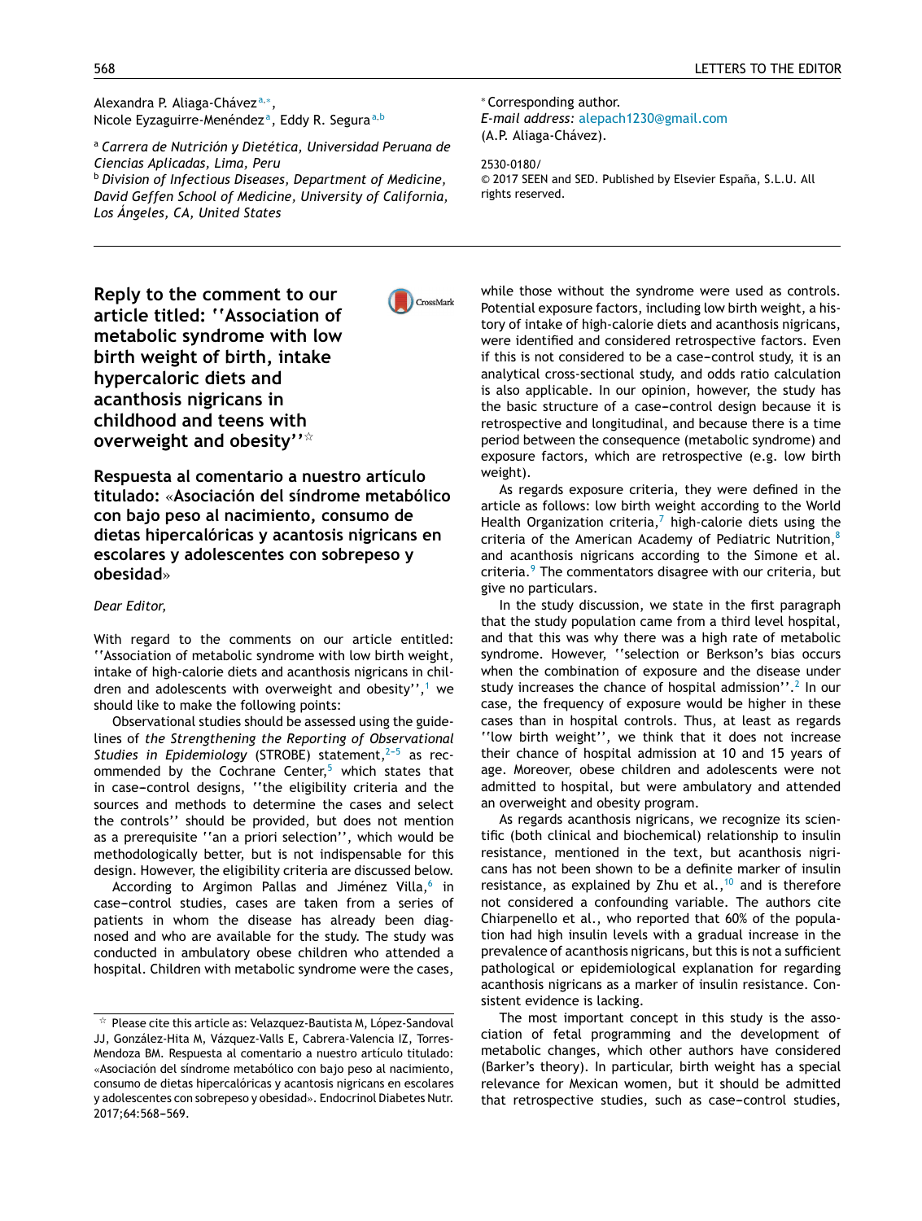Alexandra P. Aliaga-Chávez[a,*], Nicole Eyzaguirre-Menéndez[a], Eddy R. Segura[a,b]

[a] *Carrera de Nutrición y Dietética, Universidad Peruana de Ciencias Aplicadas, Lima, Peru*
[b] *Division of Infectious Diseases, Department of Medicine, David Geffen School of Medicine, University of California, Los Ángeles, CA, United States*

* Corresponding author.
*E-mail address:* alepach1230@gmail.com
(A.P. Aliaga-Chávez).

2530-0180/
© 2017 SEEN and SED. Published by Elsevier España, S.L.U. All rights reserved.

---

# Reply to the comment to our article titled: ''Association of metabolic syndrome with low birth weight of birth, intake hypercaloric diets and acanthosis nigricans in childhood and teens with overweight and obesity''☆

## Respuesta al comentario a nuestro artículo titulado: «Asociación del síndrome metabólico con bajo peso al nacimiento, consumo de dietas hipercalóricas y acantosis nigricans en escolares y adolescentes con sobrepeso y obesidad»

*Dear Editor,*

With regard to the comments on our article entitled: ''Association of metabolic syndrome with low birth weight, intake of high-calorie diets and acanthosis nigricans in children and adolescents with overweight and obesity'',[1] we should like to make the following points:

Observational studies should be assessed using the guidelines of *the Strengthening the Reporting of Observational Studies in Epidemiology* (STROBE) statement,[2–5] as recommended by the Cochrane Center,[5] which states that in case–control designs, ''the eligibility criteria and the sources and methods to determine the cases and select the controls'' should be provided, but does not mention as a prerequisite ''an a priori selection'', which would be methodologically better, but is not indispensable for this design. However, the eligibility criteria are discussed below.

According to Argimon Pallas and Jiménez Villa,[6] in case–control studies, cases are taken from a series of patients in whom the disease has already been diagnosed and who are available for the study. The study was conducted in ambulatory obese children who attended a hospital. Children with metabolic syndrome were the cases, while those without the syndrome were used as controls. Potential exposure factors, including low birth weight, a history of intake of high-calorie diets and acanthosis nigricans, were identified and considered retrospective factors. Even if this is not considered to be a case–control study, it is an analytical cross-sectional study, and odds ratio calculation is also applicable. In our opinion, however, the study has the basic structure of a case–control design because it is retrospective and longitudinal, and because there is a time period between the consequence (metabolic syndrome) and exposure factors, which are retrospective (e.g. low birth weight).

As regards exposure criteria, they were defined in the article as follows: low birth weight according to the World Health Organization criteria,[7] high-calorie diets using the criteria of the American Academy of Pediatric Nutrition,[8] and acanthosis nigricans according to the Simone et al. criteria.[9] The commentators disagree with our criteria, but give no particulars.

In the study discussion, we state in the first paragraph that the study population came from a third level hospital, and that this was why there was a high rate of metabolic syndrome. However, ''selection or Berkson's bias occurs when the combination of exposure and the disease under study increases the chance of hospital admission''.[2] In our case, the frequency of exposure would be higher in these cases than in hospital controls. Thus, at least as regards ''low birth weight'', we think that it does not increase their chance of hospital admission at 10 and 15 years of age. Moreover, obese children and adolescents were not admitted to hospital, but were ambulatory and attended an overweight and obesity program.

As regards acanthosis nigricans, we recognize its scientific (both clinical and biochemical) relationship to insulin resistance, mentioned in the text, but acanthosis nigricans has not been shown to be a definite marker of insulin resistance, as explained by Zhu et al.,[10] and is therefore not considered a confounding variable. The authors cite Chiarpenello et al., who reported that 60% of the population had high insulin levels with a gradual increase in the prevalence of acanthosis nigricans, but this is not a sufficient pathological or epidemiological explanation for regarding acanthosis nigricans as a marker of insulin resistance. Consistent evidence is lacking.

The most important concept in this study is the association of fetal programming and the development of metabolic changes, which other authors have considered (Barker's theory). In particular, birth weight has a special relevance for Mexican women, but it should be admitted that retrospective studies, such as case–control studies,

☆ Please cite this article as: Velazquez-Bautista M, López-Sandoval JJ, González-Hita M, Vázquez-Valls E, Cabrera-Valencia IZ, Torres-Mendoza BM. Respuesta al comentario a nuestro artículo titulado: «Asociación del síndrome metabólico con bajo peso al nacimiento, consumo de dietas hipercalóricas y acantosis nigricans en escolares y adolescentes con sobrepeso y obesidad». Endocrinol Diabetes Nutr. 2017;64:568–569.